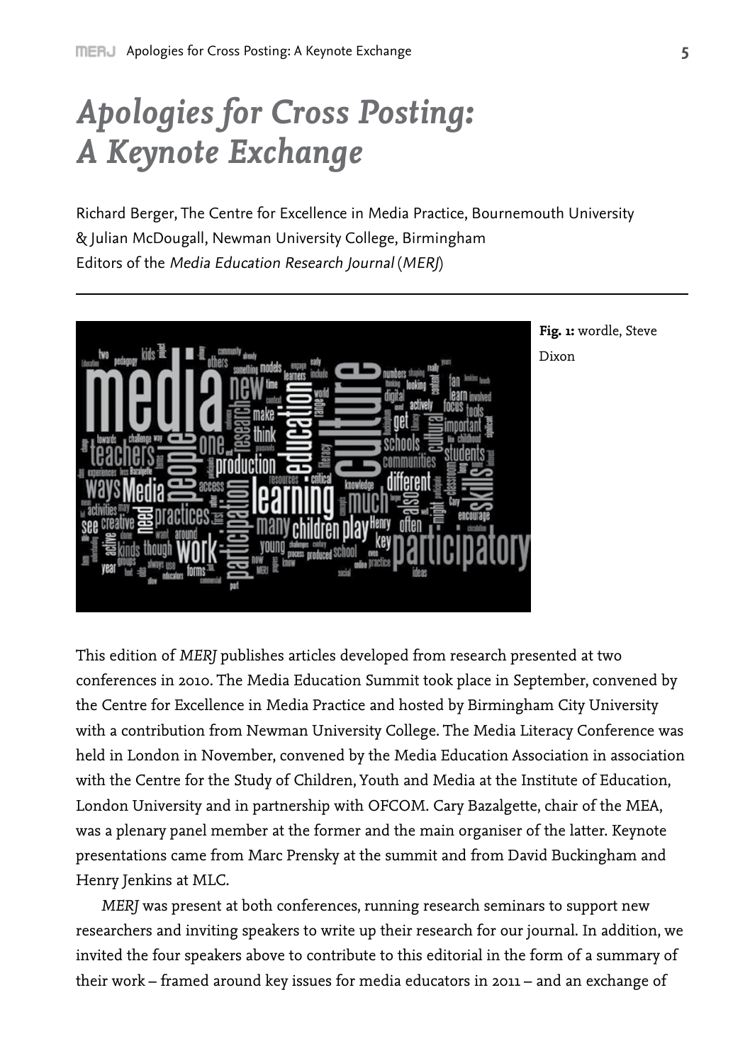# *Apologies for Cross Posting: A Keynote Exchange*

Richard Berger, The Centre for Excellence in Media Practice, Bournemouth University & Julian McDougall, Newman University College, Birmingham
Editors of the *Media Education Research Journal* (*MERJ*)

---

**Fig. 1:** wordle, Steve Dixon

This edition of *MERJ* publishes articles developed from research presented at two conferences in 2010. The Media Education Summit took place in September, convened by the Centre for Excellence in Media Practice and hosted by Birmingham City University with a contribution from Newman University College. The Media Literacy Conference was held in London in November, convened by the Media Education Association in association with the Centre for the Study of Children, Youth and Media at the Institute of Education, London University and in partnership with OFCOM. Cary Bazalgette, chair of the MEA, was a plenary panel member at the former and the main organiser of the latter. Keynote presentations came from Marc Prensky at the summit and from David Buckingham and Henry Jenkins at MLC.

*MERJ* was present at both conferences, running research seminars to support new researchers and inviting speakers to write up their research for our journal. In addition, we invited the four speakers above to contribute to this editorial in the form of a summary of their work – framed around key issues for media educators in 2011 – and an exchange of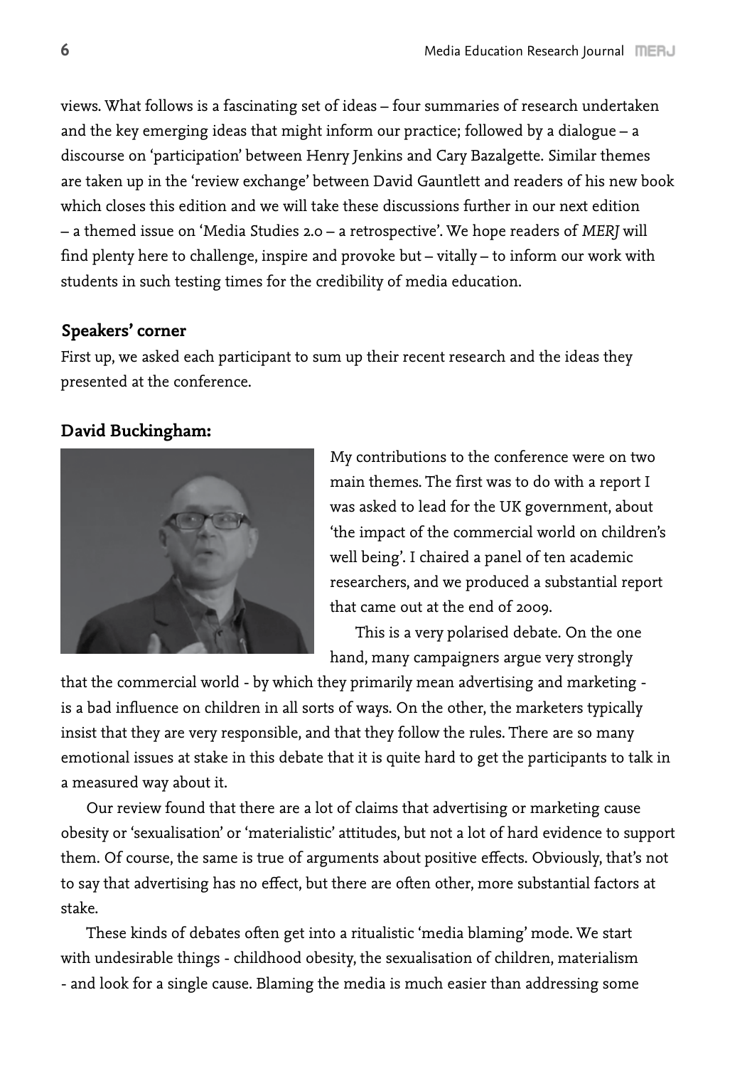views. What follows is a fascinating set of ideas – four summaries of research undertaken and the key emerging ideas that might inform our practice; followed by a dialogue – a discourse on 'participation' between Henry Jenkins and Cary Bazalgette. Similar themes are taken up in the 'review exchange' between David Gauntlett and readers of his new book which closes this edition and we will take these discussions further in our next edition – a themed issue on 'Media Studies 2.0 – a retrospective'. We hope readers of *MERJ* will find plenty here to challenge, inspire and provoke but – vitally – to inform our work with students in such testing times for the credibility of media education.

### Speakers' corner

First up, we asked each participant to sum up their recent research and the ideas they presented at the conference.

### David Buckingham:

My contributions to the conference were on two main themes. The first was to do with a report I was asked to lead for the UK government, about 'the impact of the commercial world on children's well being'. I chaired a panel of ten academic researchers, and we produced a substantial report that came out at the end of 2009.

This is a very polarised debate. On the one hand, many campaigners argue very strongly that the commercial world - by which they primarily mean advertising and marketing - is a bad influence on children in all sorts of ways. On the other, the marketers typically insist that they are very responsible, and that they follow the rules. There are so many emotional issues at stake in this debate that it is quite hard to get the participants to talk in a measured way about it.

Our review found that there are a lot of claims that advertising or marketing cause obesity or 'sexualisation' or 'materialistic' attitudes, but not a lot of hard evidence to support them. Of course, the same is true of arguments about positive effects. Obviously, that's not to say that advertising has no effect, but there are often other, more substantial factors at stake.

These kinds of debates often get into a ritualistic 'media blaming' mode. We start with undesirable things - childhood obesity, the sexualisation of children, materialism - and look for a single cause. Blaming the media is much easier than addressing some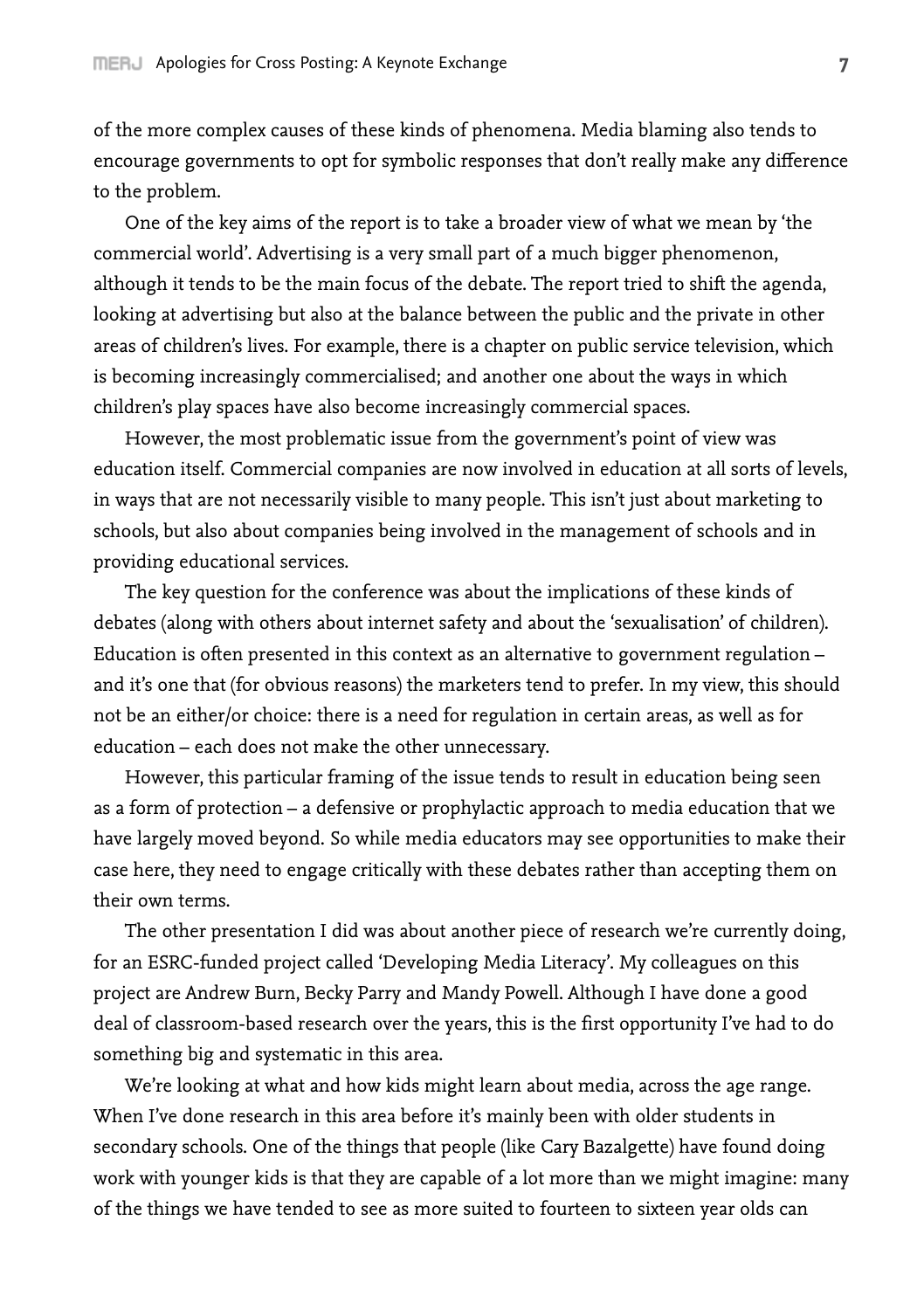of the more complex causes of these kinds of phenomena. Media blaming also tends to encourage governments to opt for symbolic responses that don't really make any difference to the problem.

One of the key aims of the report is to take a broader view of what we mean by 'the commercial world'. Advertising is a very small part of a much bigger phenomenon, although it tends to be the main focus of the debate. The report tried to shift the agenda, looking at advertising but also at the balance between the public and the private in other areas of children's lives. For example, there is a chapter on public service television, which is becoming increasingly commercialised; and another one about the ways in which children's play spaces have also become increasingly commercial spaces.

However, the most problematic issue from the government's point of view was education itself. Commercial companies are now involved in education at all sorts of levels, in ways that are not necessarily visible to many people. This isn't just about marketing to schools, but also about companies being involved in the management of schools and in providing educational services.

The key question for the conference was about the implications of these kinds of debates (along with others about internet safety and about the 'sexualisation' of children). Education is often presented in this context as an alternative to government regulation – and it's one that (for obvious reasons) the marketers tend to prefer. In my view, this should not be an either/or choice: there is a need for regulation in certain areas, as well as for education – each does not make the other unnecessary.

However, this particular framing of the issue tends to result in education being seen as a form of protection – a defensive or prophylactic approach to media education that we have largely moved beyond. So while media educators may see opportunities to make their case here, they need to engage critically with these debates rather than accepting them on their own terms.

The other presentation I did was about another piece of research we're currently doing, for an ESRC-funded project called 'Developing Media Literacy'. My colleagues on this project are Andrew Burn, Becky Parry and Mandy Powell. Although I have done a good deal of classroom-based research over the years, this is the first opportunity I've had to do something big and systematic in this area.

We're looking at what and how kids might learn about media, across the age range. When I've done research in this area before it's mainly been with older students in secondary schools. One of the things that people (like Cary Bazalgette) have found doing work with younger kids is that they are capable of a lot more than we might imagine: many of the things we have tended to see as more suited to fourteen to sixteen year olds can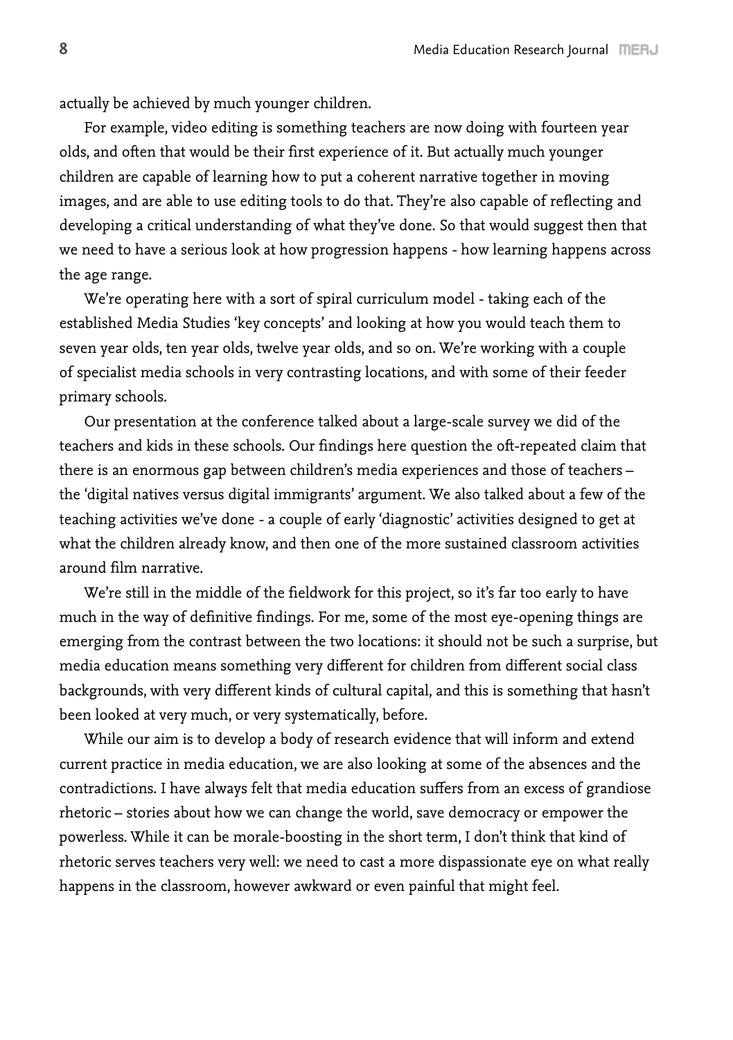actually be achieved by much younger children.

For example, video editing is something teachers are now doing with fourteen year olds, and often that would be their first experience of it. But actually much younger children are capable of learning how to put a coherent narrative together in moving images, and are able to use editing tools to do that. They're also capable of reflecting and developing a critical understanding of what they've done. So that would suggest then that we need to have a serious look at how progression happens - how learning happens across the age range.

We're operating here with a sort of spiral curriculum model - taking each of the established Media Studies 'key concepts' and looking at how you would teach them to seven year olds, ten year olds, twelve year olds, and so on. We're working with a couple of specialist media schools in very contrasting locations, and with some of their feeder primary schools.

Our presentation at the conference talked about a large-scale survey we did of the teachers and kids in these schools. Our findings here question the oft-repeated claim that there is an enormous gap between children's media experiences and those of teachers – the 'digital natives versus digital immigrants' argument. We also talked about a few of the teaching activities we've done - a couple of early 'diagnostic' activities designed to get at what the children already know, and then one of the more sustained classroom activities around film narrative.

We're still in the middle of the fieldwork for this project, so it's far too early to have much in the way of definitive findings. For me, some of the most eye-opening things are emerging from the contrast between the two locations: it should not be such a surprise, but media education means something very different for children from different social class backgrounds, with very different kinds of cultural capital, and this is something that hasn't been looked at very much, or very systematically, before.

While our aim is to develop a body of research evidence that will inform and extend current practice in media education, we are also looking at some of the absences and the contradictions. I have always felt that media education suffers from an excess of grandiose rhetoric – stories about how we can change the world, save democracy or empower the powerless. While it can be morale-boosting in the short term, I don't think that kind of rhetoric serves teachers very well: we need to cast a more dispassionate eye on what really happens in the classroom, however awkward or even painful that might feel.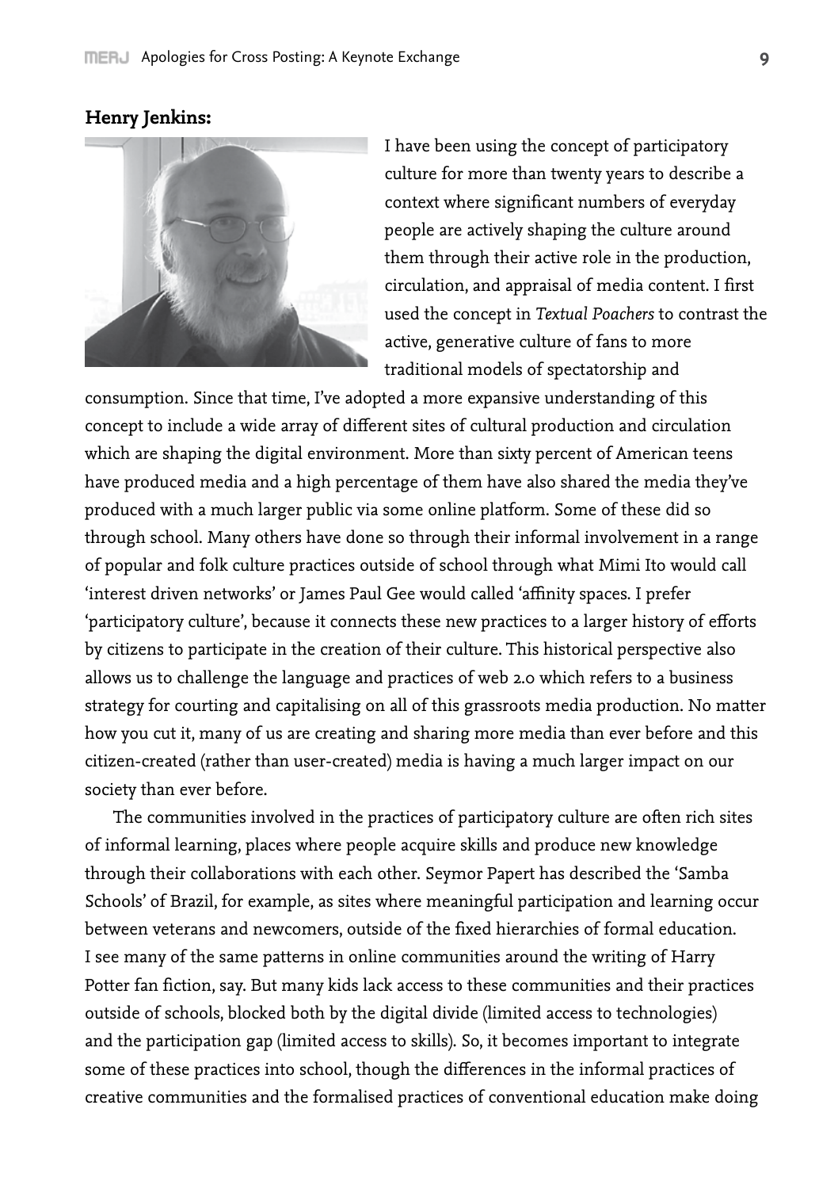**Henry Jenkins:**

I have been using the concept of participatory culture for more than twenty years to describe a context where significant numbers of everyday people are actively shaping the culture around them through their active role in the production, circulation, and appraisal of media content. I first used the concept in *Textual Poachers* to contrast the active, generative culture of fans to more traditional models of spectatorship and consumption. Since that time, I've adopted a more expansive understanding of this concept to include a wide array of different sites of cultural production and circulation which are shaping the digital environment. More than sixty percent of American teens have produced media and a high percentage of them have also shared the media they've produced with a much larger public via some online platform. Some of these did so through school. Many others have done so through their informal involvement in a range of popular and folk culture practices outside of school through what Mimi Ito would call 'interest driven networks' or James Paul Gee would called 'affinity spaces. I prefer 'participatory culture', because it connects these new practices to a larger history of efforts by citizens to participate in the creation of their culture. This historical perspective also allows us to challenge the language and practices of web 2.0 which refers to a business strategy for courting and capitalising on all of this grassroots media production. No matter how you cut it, many of us are creating and sharing more media than ever before and this citizen-created (rather than user-created) media is having a much larger impact on our society than ever before.

The communities involved in the practices of participatory culture are often rich sites of informal learning, places where people acquire skills and produce new knowledge through their collaborations with each other. Seymor Papert has described the 'Samba Schools' of Brazil, for example, as sites where meaningful participation and learning occur between veterans and newcomers, outside of the fixed hierarchies of formal education. I see many of the same patterns in online communities around the writing of Harry Potter fan fiction, say. But many kids lack access to these communities and their practices outside of schools, blocked both by the digital divide (limited access to technologies) and the participation gap (limited access to skills). So, it becomes important to integrate some of these practices into school, though the differences in the informal practices of creative communities and the formalised practices of conventional education make doing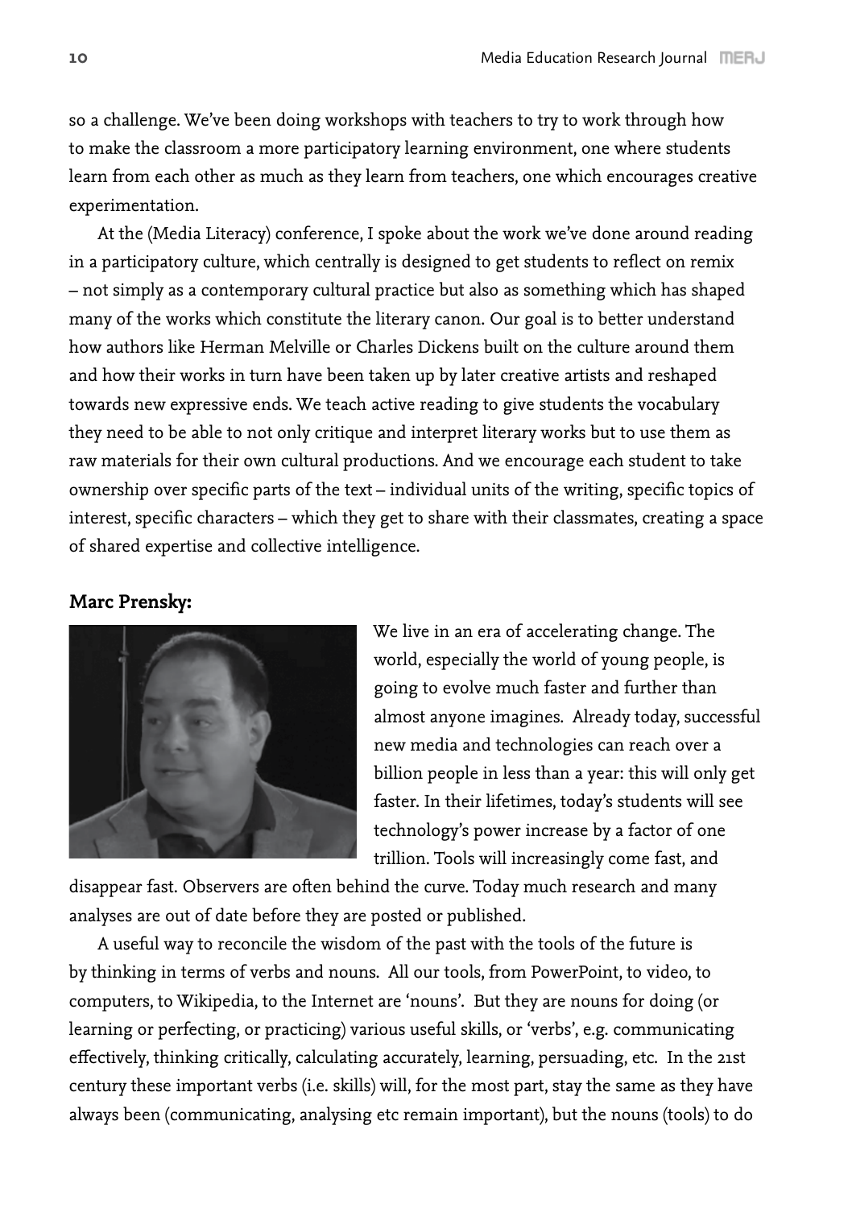so a challenge. We've been doing workshops with teachers to try to work through how to make the classroom a more participatory learning environment, one where students learn from each other as much as they learn from teachers, one which encourages creative experimentation.

At the (Media Literacy) conference, I spoke about the work we've done around reading in a participatory culture, which centrally is designed to get students to reflect on remix – not simply as a contemporary cultural practice but also as something which has shaped many of the works which constitute the literary canon. Our goal is to better understand how authors like Herman Melville or Charles Dickens built on the culture around them and how their works in turn have been taken up by later creative artists and reshaped towards new expressive ends. We teach active reading to give students the vocabulary they need to be able to not only critique and interpret literary works but to use them as raw materials for their own cultural productions. And we encourage each student to take ownership over specific parts of the text – individual units of the writing, specific topics of interest, specific characters – which they get to share with their classmates, creating a space of shared expertise and collective intelligence.

**Marc Prensky:**

We live in an era of accelerating change. The world, especially the world of young people, is going to evolve much faster and further than almost anyone imagines. Already today, successful new media and technologies can reach over a billion people in less than a year: this will only get faster. In their lifetimes, today's students will see technology's power increase by a factor of one trillion. Tools will increasingly come fast, and disappear fast. Observers are often behind the curve. Today much research and many analyses are out of date before they are posted or published.

A useful way to reconcile the wisdom of the past with the tools of the future is by thinking in terms of verbs and nouns. All our tools, from PowerPoint, to video, to computers, to Wikipedia, to the Internet are 'nouns'. But they are nouns for doing (or learning or perfecting, or practicing) various useful skills, or 'verbs', e.g. communicating effectively, thinking critically, calculating accurately, learning, persuading, etc. In the 21st century these important verbs (i.e. skills) will, for the most part, stay the same as they have always been (communicating, analysing etc remain important), but the nouns (tools) to do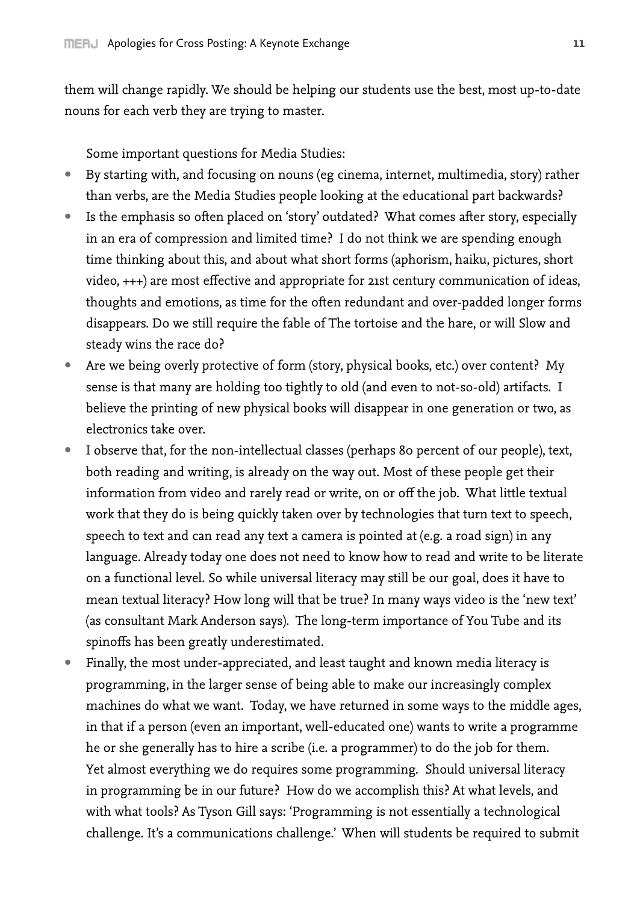them will change rapidly. We should be helping our students use the best, most up-to-date nouns for each verb they are trying to master.

Some important questions for Media Studies:

- By starting with, and focusing on nouns (eg cinema, internet, multimedia, story) rather than verbs, are the Media Studies people looking at the educational part backwards?
- Is the emphasis so often placed on 'story' outdated? What comes after story, especially in an era of compression and limited time? I do not think we are spending enough time thinking about this, and about what short forms (aphorism, haiku, pictures, short video, +++) are most effective and appropriate for 21st century communication of ideas, thoughts and emotions, as time for the often redundant and over-padded longer forms disappears. Do we still require the fable of The tortoise and the hare, or will Slow and steady wins the race do?
- Are we being overly protective of form (story, physical books, etc.) over content? My sense is that many are holding too tightly to old (and even to not-so-old) artifacts. I believe the printing of new physical books will disappear in one generation or two, as electronics take over.
- I observe that, for the non-intellectual classes (perhaps 80 percent of our people), text, both reading and writing, is already on the way out. Most of these people get their information from video and rarely read or write, on or off the job. What little textual work that they do is being quickly taken over by technologies that turn text to speech, speech to text and can read any text a camera is pointed at (e.g. a road sign) in any language. Already today one does not need to know how to read and write to be literate on a functional level. So while universal literacy may still be our goal, does it have to mean textual literacy? How long will that be true? In many ways video is the 'new text' (as consultant Mark Anderson says). The long-term importance of You Tube and its spinoffs has been greatly underestimated.
- Finally, the most under-appreciated, and least taught and known media literacy is programming, in the larger sense of being able to make our increasingly complex machines do what we want. Today, we have returned in some ways to the middle ages, in that if a person (even an important, well-educated one) wants to write a programme he or she generally has to hire a scribe (i.e. a programmer) to do the job for them. Yet almost everything we do requires some programming. Should universal literacy in programming be in our future? How do we accomplish this? At what levels, and with what tools? As Tyson Gill says: 'Programming is not essentially a technological challenge. It's a communications challenge.' When will students be required to submit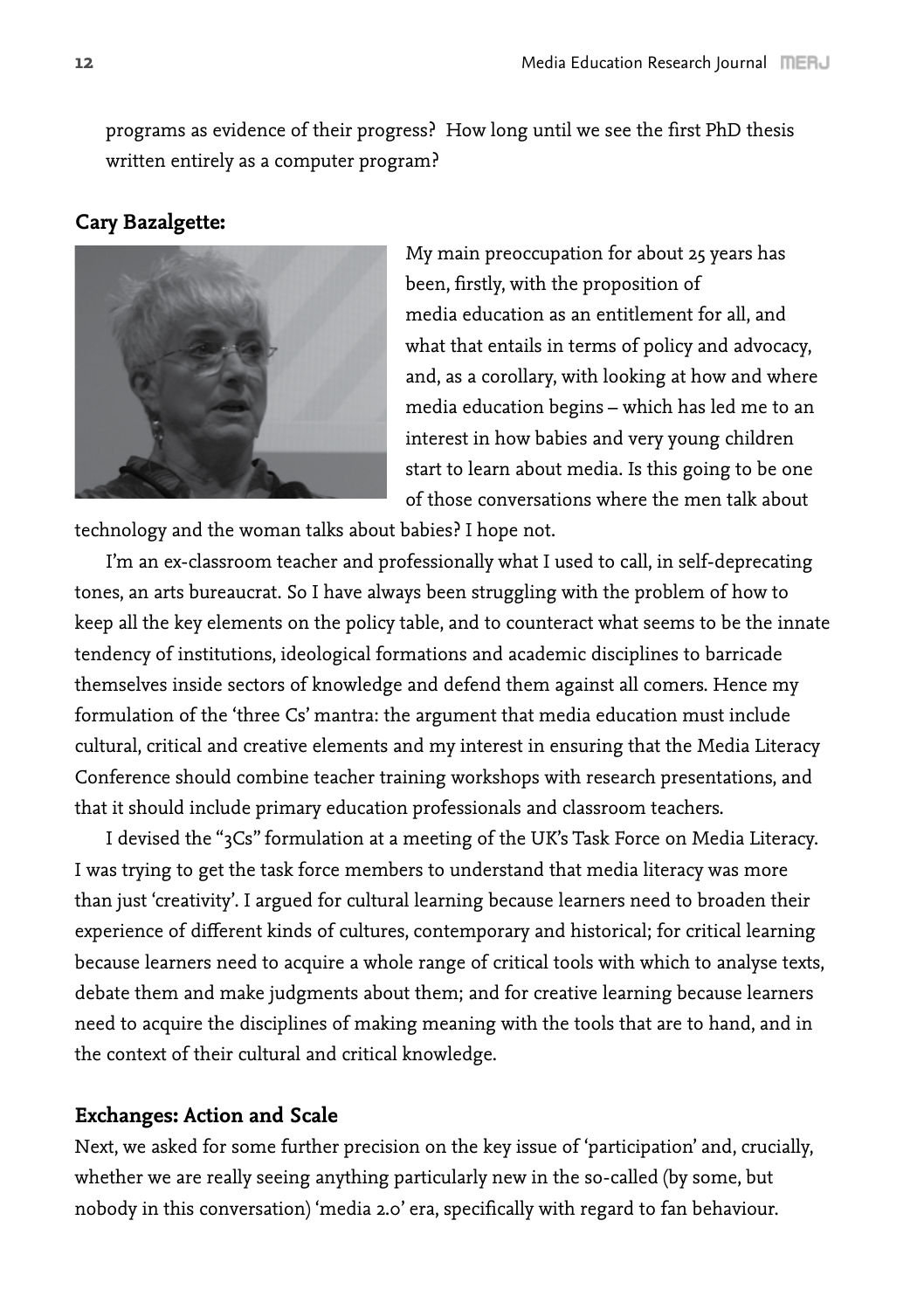programs as evidence of their progress? How long until we see the first PhD thesis written entirely as a computer program?

**Cary Bazalgette:**

My main preoccupation for about 25 years has been, firstly, with the proposition of media education as an entitlement for all, and what that entails in terms of policy and advocacy, and, as a corollary, with looking at how and where media education begins – which has led me to an interest in how babies and very young children start to learn about media. Is this going to be one of those conversations where the men talk about technology and the woman talks about babies? I hope not.

I'm an ex-classroom teacher and professionally what I used to call, in self-deprecating tones, an arts bureaucrat. So I have always been struggling with the problem of how to keep all the key elements on the policy table, and to counteract what seems to be the innate tendency of institutions, ideological formations and academic disciplines to barricade themselves inside sectors of knowledge and defend them against all comers. Hence my formulation of the 'three Cs' mantra: the argument that media education must include cultural, critical and creative elements and my interest in ensuring that the Media Literacy Conference should combine teacher training workshops with research presentations, and that it should include primary education professionals and classroom teachers.

I devised the "3Cs" formulation at a meeting of the UK's Task Force on Media Literacy. I was trying to get the task force members to understand that media literacy was more than just 'creativity'. I argued for cultural learning because learners need to broaden their experience of different kinds of cultures, contemporary and historical; for critical learning because learners need to acquire a whole range of critical tools with which to analyse texts, debate them and make judgments about them; and for creative learning because learners need to acquire the disciplines of making meaning with the tools that are to hand, and in the context of their cultural and critical knowledge.

## Exchanges: Action and Scale

Next, we asked for some further precision on the key issue of 'participation' and, crucially, whether we are really seeing anything particularly new in the so-called (by some, but nobody in this conversation) 'media 2.0' era, specifically with regard to fan behaviour.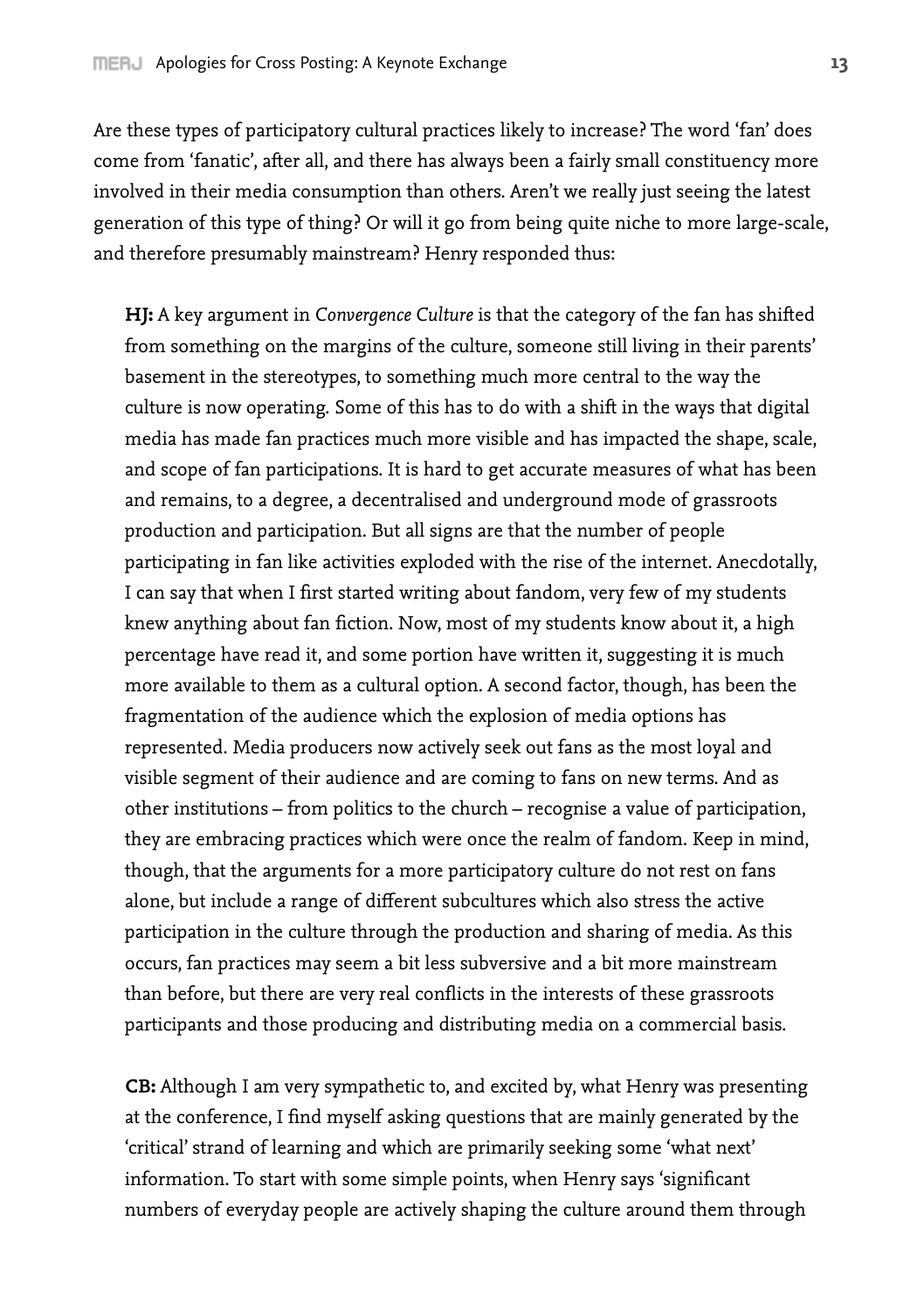Are these types of participatory cultural practices likely to increase? The word 'fan' does come from 'fanatic', after all, and there has always been a fairly small constituency more involved in their media consumption than others. Aren't we really just seeing the latest generation of this type of thing? Or will it go from being quite niche to more large-scale, and therefore presumably mainstream? Henry responded thus:

> **HJ:** A key argument in *Convergence Culture* is that the category of the fan has shifted from something on the margins of the culture, someone still living in their parents' basement in the stereotypes, to something much more central to the way the culture is now operating. Some of this has to do with a shift in the ways that digital media has made fan practices much more visible and has impacted the shape, scale, and scope of fan participations. It is hard to get accurate measures of what has been and remains, to a degree, a decentralised and underground mode of grassroots production and participation. But all signs are that the number of people participating in fan like activities exploded with the rise of the internet. Anecdotally, I can say that when I first started writing about fandom, very few of my students knew anything about fan fiction. Now, most of my students know about it, a high percentage have read it, and some portion have written it, suggesting it is much more available to them as a cultural option. A second factor, though, has been the fragmentation of the audience which the explosion of media options has represented. Media producers now actively seek out fans as the most loyal and visible segment of their audience and are coming to fans on new terms. And as other institutions – from politics to the church – recognise a value of participation, they are embracing practices which were once the realm of fandom. Keep in mind, though, that the arguments for a more participatory culture do not rest on fans alone, but include a range of different subcultures which also stress the active participation in the culture through the production and sharing of media. As this occurs, fan practices may seem a bit less subversive and a bit more mainstream than before, but there are very real conflicts in the interests of these grassroots participants and those producing and distributing media on a commercial basis.
>
> **CB:** Although I am very sympathetic to, and excited by, what Henry was presenting at the conference, I find myself asking questions that are mainly generated by the 'critical' strand of learning and which are primarily seeking some 'what next' information. To start with some simple points, when Henry says 'significant numbers of everyday people are actively shaping the culture around them through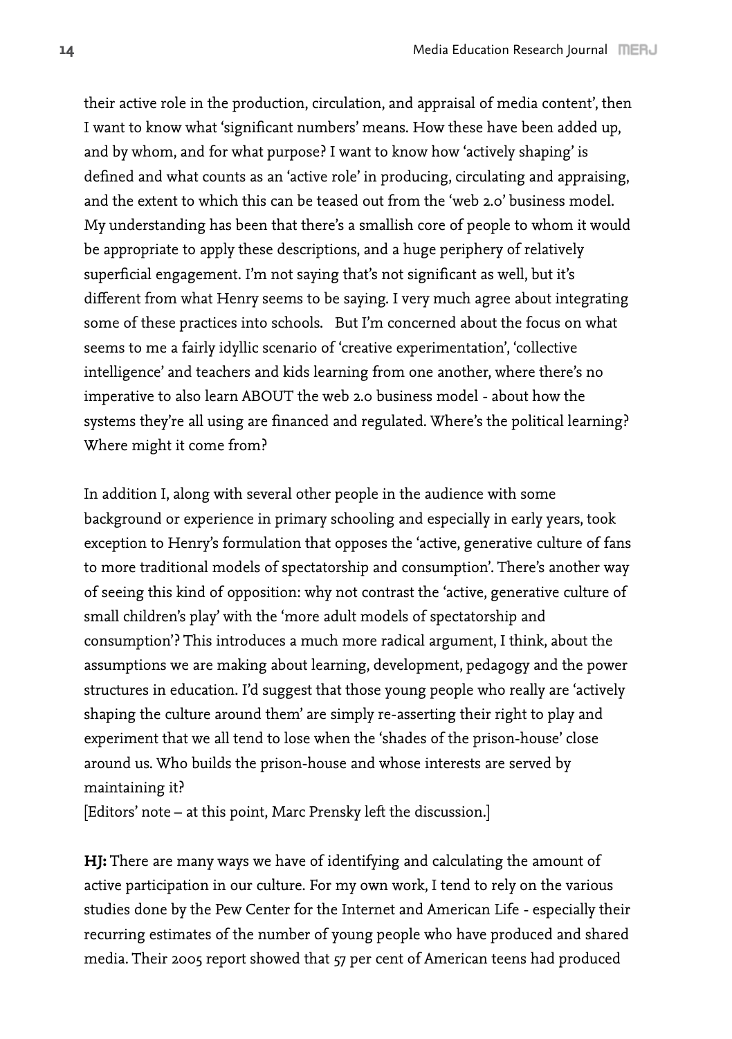their active role in the production, circulation, and appraisal of media content', then I want to know what 'significant numbers' means. How these have been added up, and by whom, and for what purpose? I want to know how 'actively shaping' is defined and what counts as an 'active role' in producing, circulating and appraising, and the extent to which this can be teased out from the 'web 2.0' business model. My understanding has been that there's a smallish core of people to whom it would be appropriate to apply these descriptions, and a huge periphery of relatively superficial engagement. I'm not saying that's not significant as well, but it's different from what Henry seems to be saying. I very much agree about integrating some of these practices into schools. But I'm concerned about the focus on what seems to me a fairly idyllic scenario of 'creative experimentation', 'collective intelligence' and teachers and kids learning from one another, where there's no imperative to also learn ABOUT the web 2.0 business model - about how the systems they're all using are financed and regulated. Where's the political learning? Where might it come from?

In addition I, along with several other people in the audience with some background or experience in primary schooling and especially in early years, took exception to Henry's formulation that opposes the 'active, generative culture of fans to more traditional models of spectatorship and consumption'. There's another way of seeing this kind of opposition: why not contrast the 'active, generative culture of small children's play' with the 'more adult models of spectatorship and consumption'? This introduces a much more radical argument, I think, about the assumptions we are making about learning, development, pedagogy and the power structures in education. I'd suggest that those young people who really are 'actively shaping the culture around them' are simply re-asserting their right to play and experiment that we all tend to lose when the 'shades of the prison-house' close around us. Who builds the prison-house and whose interests are served by maintaining it?

[Editors' note – at this point, Marc Prensky left the discussion.]

**HJ:** There are many ways we have of identifying and calculating the amount of active participation in our culture. For my own work, I tend to rely on the various studies done by the Pew Center for the Internet and American Life - especially their recurring estimates of the number of young people who have produced and shared media. Their 2005 report showed that 57 per cent of American teens had produced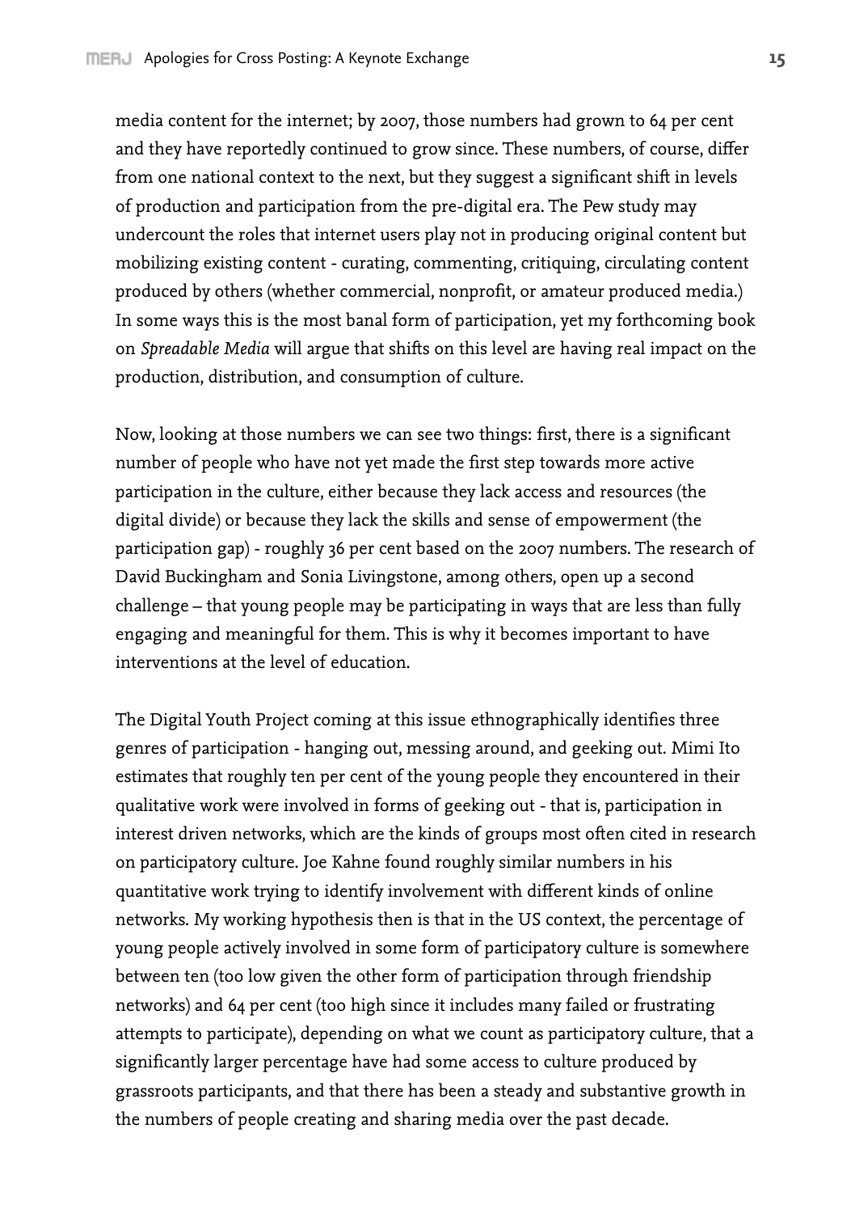media content for the internet; by 2007, those numbers had grown to 64 per cent and they have reportedly continued to grow since. These numbers, of course, differ from one national context to the next, but they suggest a significant shift in levels of production and participation from the pre-digital era. The Pew study may undercount the roles that internet users play not in producing original content but mobilizing existing content - curating, commenting, critiquing, circulating content produced by others (whether commercial, nonprofit, or amateur produced media.) In some ways this is the most banal form of participation, yet my forthcoming book on *Spreadable Media* will argue that shifts on this level are having real impact on the production, distribution, and consumption of culture.

Now, looking at those numbers we can see two things: first, there is a significant number of people who have not yet made the first step towards more active participation in the culture, either because they lack access and resources (the digital divide) or because they lack the skills and sense of empowerment (the participation gap) - roughly 36 per cent based on the 2007 numbers. The research of David Buckingham and Sonia Livingstone, among others, open up a second challenge – that young people may be participating in ways that are less than fully engaging and meaningful for them. This is why it becomes important to have interventions at the level of education.

The Digital Youth Project coming at this issue ethnographically identifies three genres of participation - hanging out, messing around, and geeking out. Mimi Ito estimates that roughly ten per cent of the young people they encountered in their qualitative work were involved in forms of geeking out - that is, participation in interest driven networks, which are the kinds of groups most often cited in research on participatory culture. Joe Kahne found roughly similar numbers in his quantitative work trying to identify involvement with different kinds of online networks. My working hypothesis then is that in the US context, the percentage of young people actively involved in some form of participatory culture is somewhere between ten (too low given the other form of participation through friendship networks) and 64 per cent (too high since it includes many failed or frustrating attempts to participate), depending on what we count as participatory culture, that a significantly larger percentage have had some access to culture produced by grassroots participants, and that there has been a steady and substantive growth in the numbers of people creating and sharing media over the past decade.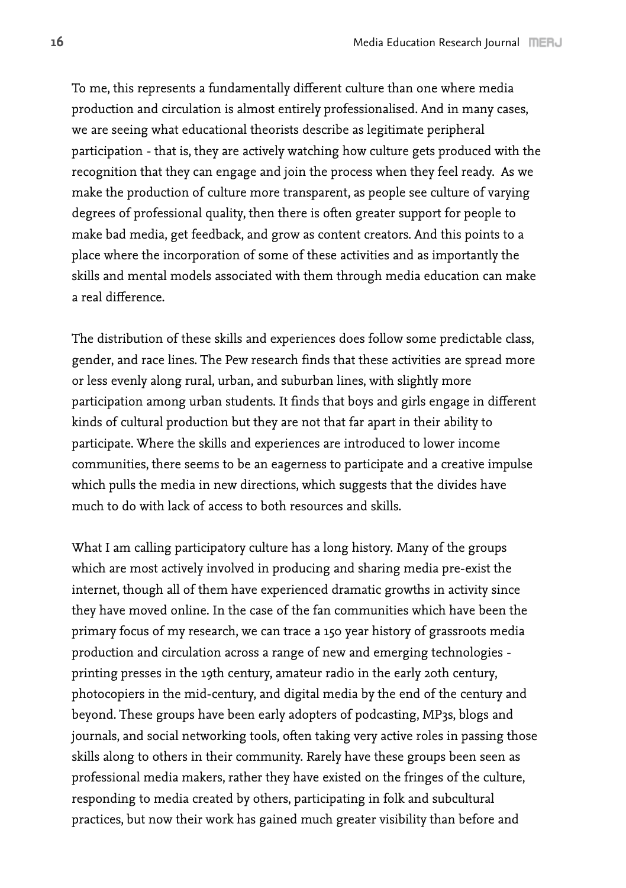To me, this represents a fundamentally different culture than one where media production and circulation is almost entirely professionalised. And in many cases, we are seeing what educational theorists describe as legitimate peripheral participation - that is, they are actively watching how culture gets produced with the recognition that they can engage and join the process when they feel ready. As we make the production of culture more transparent, as people see culture of varying degrees of professional quality, then there is often greater support for people to make bad media, get feedback, and grow as content creators. And this points to a place where the incorporation of some of these activities and as importantly the skills and mental models associated with them through media education can make a real difference.

The distribution of these skills and experiences does follow some predictable class, gender, and race lines. The Pew research finds that these activities are spread more or less evenly along rural, urban, and suburban lines, with slightly more participation among urban students. It finds that boys and girls engage in different kinds of cultural production but they are not that far apart in their ability to participate. Where the skills and experiences are introduced to lower income communities, there seems to be an eagerness to participate and a creative impulse which pulls the media in new directions, which suggests that the divides have much to do with lack of access to both resources and skills.

What I am calling participatory culture has a long history. Many of the groups which are most actively involved in producing and sharing media pre-exist the internet, though all of them have experienced dramatic growths in activity since they have moved online. In the case of the fan communities which have been the primary focus of my research, we can trace a 150 year history of grassroots media production and circulation across a range of new and emerging technologies - printing presses in the 19th century, amateur radio in the early 20th century, photocopiers in the mid-century, and digital media by the end of the century and beyond. These groups have been early adopters of podcasting, MP3s, blogs and journals, and social networking tools, often taking very active roles in passing those skills along to others in their community. Rarely have these groups been seen as professional media makers, rather they have existed on the fringes of the culture, responding to media created by others, participating in folk and subcultural practices, but now their work has gained much greater visibility than before and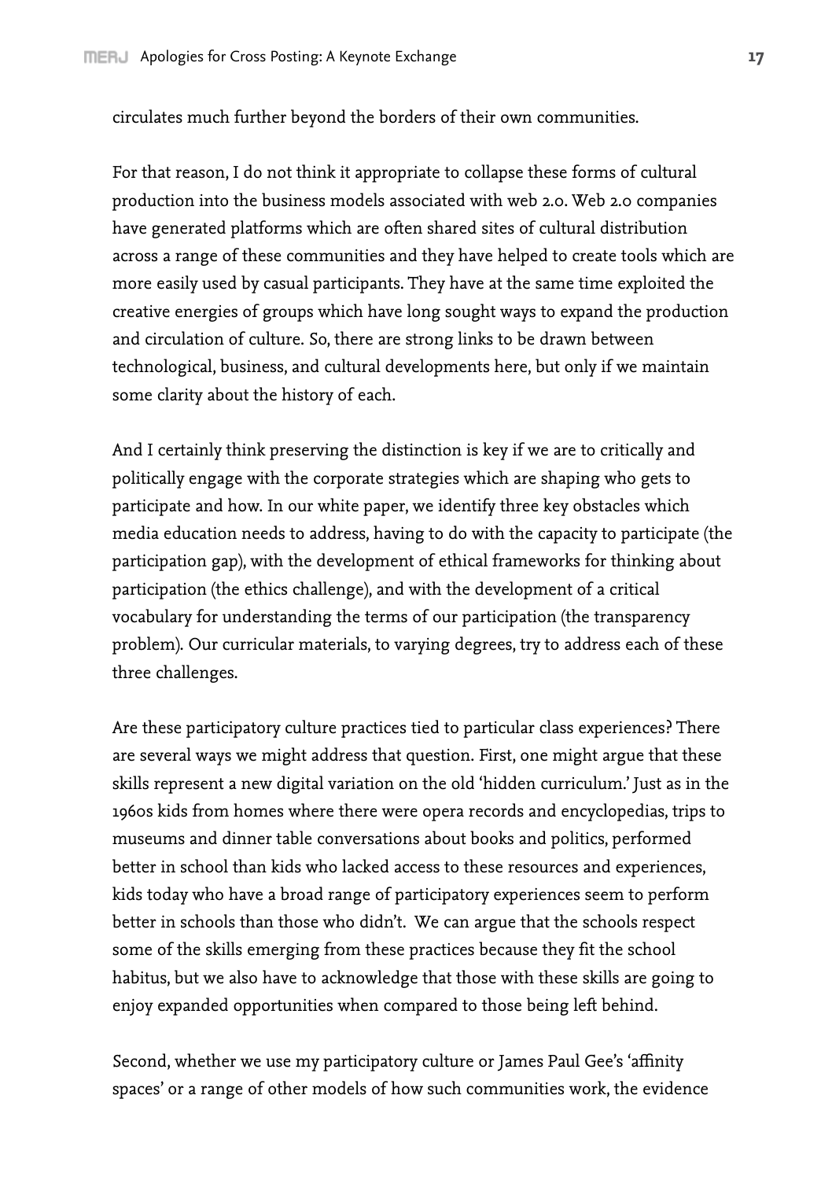circulates much further beyond the borders of their own communities.

For that reason, I do not think it appropriate to collapse these forms of cultural production into the business models associated with web 2.0. Web 2.0 companies have generated platforms which are often shared sites of cultural distribution across a range of these communities and they have helped to create tools which are more easily used by casual participants. They have at the same time exploited the creative energies of groups which have long sought ways to expand the production and circulation of culture. So, there are strong links to be drawn between technological, business, and cultural developments here, but only if we maintain some clarity about the history of each.

And I certainly think preserving the distinction is key if we are to critically and politically engage with the corporate strategies which are shaping who gets to participate and how. In our white paper, we identify three key obstacles which media education needs to address, having to do with the capacity to participate (the participation gap), with the development of ethical frameworks for thinking about participation (the ethics challenge), and with the development of a critical vocabulary for understanding the terms of our participation (the transparency problem). Our curricular materials, to varying degrees, try to address each of these three challenges.

Are these participatory culture practices tied to particular class experiences? There are several ways we might address that question. First, one might argue that these skills represent a new digital variation on the old 'hidden curriculum.' Just as in the 1960s kids from homes where there were opera records and encyclopedias, trips to museums and dinner table conversations about books and politics, performed better in school than kids who lacked access to these resources and experiences, kids today who have a broad range of participatory experiences seem to perform better in schools than those who didn't. We can argue that the schools respect some of the skills emerging from these practices because they fit the school habitus, but we also have to acknowledge that those with these skills are going to enjoy expanded opportunities when compared to those being left behind.

Second, whether we use my participatory culture or James Paul Gee's 'affinity spaces' or a range of other models of how such communities work, the evidence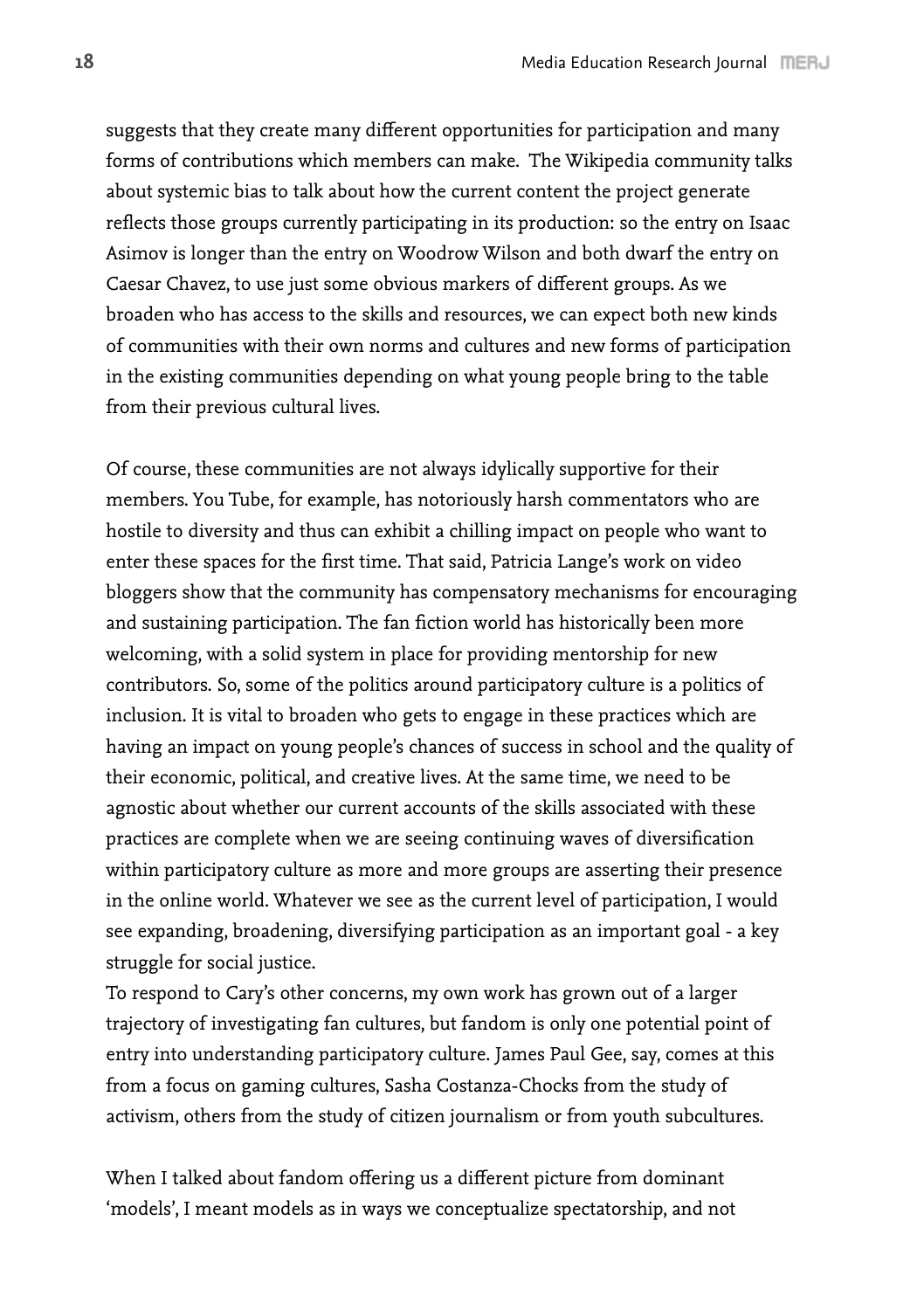suggests that they create many different opportunities for participation and many forms of contributions which members can make. The Wikipedia community talks about systemic bias to talk about how the current content the project generate reflects those groups currently participating in its production: so the entry on Isaac Asimov is longer than the entry on Woodrow Wilson and both dwarf the entry on Caesar Chavez, to use just some obvious markers of different groups. As we broaden who has access to the skills and resources, we can expect both new kinds of communities with their own norms and cultures and new forms of participation in the existing communities depending on what young people bring to the table from their previous cultural lives.

Of course, these communities are not always idylically supportive for their members. You Tube, for example, has notoriously harsh commentators who are hostile to diversity and thus can exhibit a chilling impact on people who want to enter these spaces for the first time. That said, Patricia Lange's work on video bloggers show that the community has compensatory mechanisms for encouraging and sustaining participation. The fan fiction world has historically been more welcoming, with a solid system in place for providing mentorship for new contributors. So, some of the politics around participatory culture is a politics of inclusion. It is vital to broaden who gets to engage in these practices which are having an impact on young people's chances of success in school and the quality of their economic, political, and creative lives. At the same time, we need to be agnostic about whether our current accounts of the skills associated with these practices are complete when we are seeing continuing waves of diversification within participatory culture as more and more groups are asserting their presence in the online world. Whatever we see as the current level of participation, I would see expanding, broadening, diversifying participation as an important goal - a key struggle for social justice.

To respond to Cary's other concerns, my own work has grown out of a larger trajectory of investigating fan cultures, but fandom is only one potential point of entry into understanding participatory culture. James Paul Gee, say, comes at this from a focus on gaming cultures, Sasha Costanza-Chocks from the study of activism, others from the study of citizen journalism or from youth subcultures.

When I talked about fandom offering us a different picture from dominant 'models', I meant models as in ways we conceptualize spectatorship, and not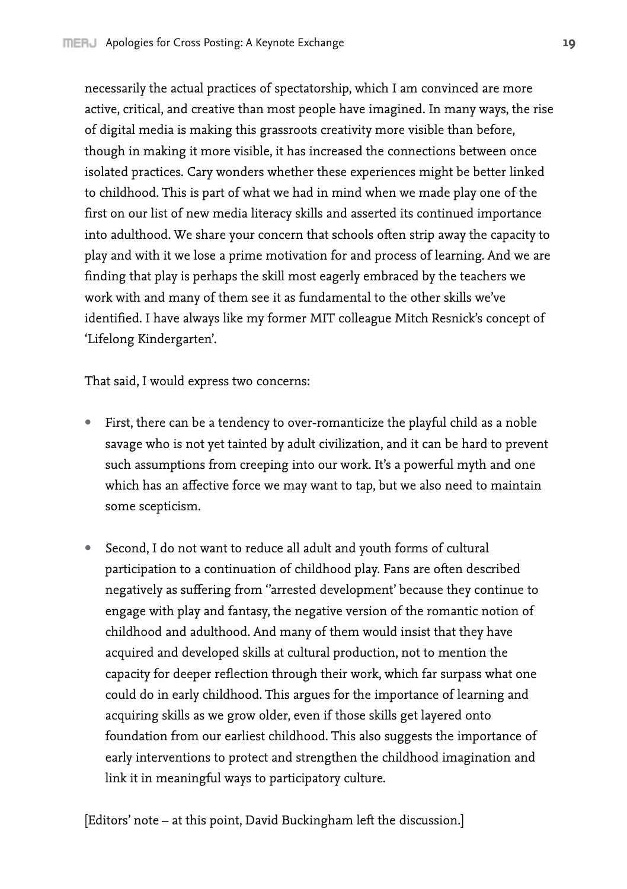necessarily the actual practices of spectatorship, which I am convinced are more active, critical, and creative than most people have imagined. In many ways, the rise of digital media is making this grassroots creativity more visible than before, though in making it more visible, it has increased the connections between once isolated practices. Cary wonders whether these experiences might be better linked to childhood. This is part of what we had in mind when we made play one of the first on our list of new media literacy skills and asserted its continued importance into adulthood. We share your concern that schools often strip away the capacity to play and with it we lose a prime motivation for and process of learning. And we are finding that play is perhaps the skill most eagerly embraced by the teachers we work with and many of them see it as fundamental to the other skills we've identified. I have always like my former MIT colleague Mitch Resnick's concept of 'Lifelong Kindergarten'.

That said, I would express two concerns:

- First, there can be a tendency to over-romanticize the playful child as a noble savage who is not yet tainted by adult civilization, and it can be hard to prevent such assumptions from creeping into our work. It's a powerful myth and one which has an affective force we may want to tap, but we also need to maintain some scepticism.

- Second, I do not want to reduce all adult and youth forms of cultural participation to a continuation of childhood play. Fans are often described negatively as suffering from ''arrested development' because they continue to engage with play and fantasy, the negative version of the romantic notion of childhood and adulthood. And many of them would insist that they have acquired and developed skills at cultural production, not to mention the capacity for deeper reflection through their work, which far surpass what one could do in early childhood. This argues for the importance of learning and acquiring skills as we grow older, even if those skills get layered onto foundation from our earliest childhood. This also suggests the importance of early interventions to protect and strengthen the childhood imagination and link it in meaningful ways to participatory culture.

[Editors' note – at this point, David Buckingham left the discussion.]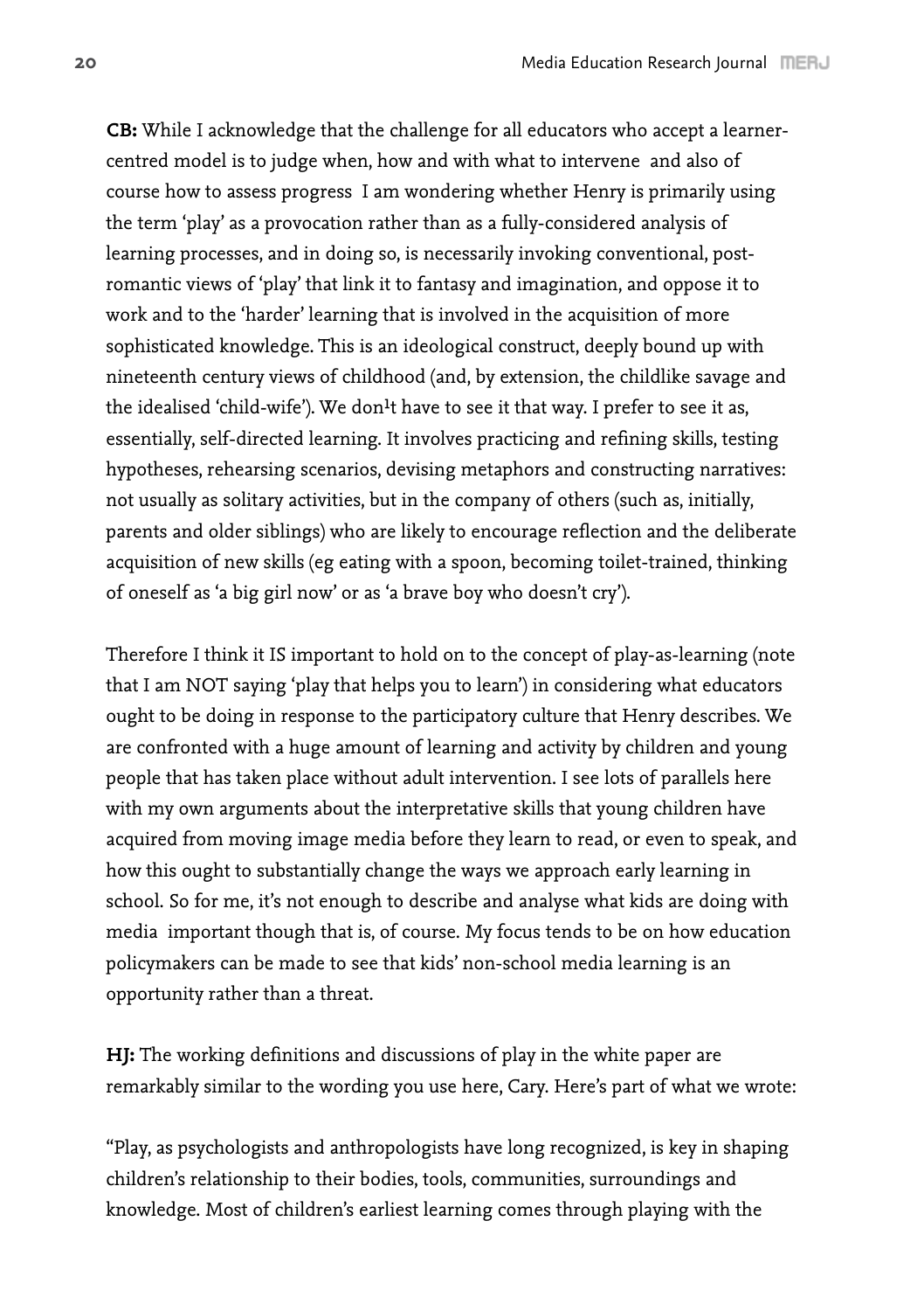**CB:** While I acknowledge that the challenge for all educators who accept a learner-centred model is to judge when, how and with what to intervene  and also of course how to assess progress  I am wondering whether Henry is primarily using the term 'play' as a provocation rather than as a fully-considered analysis of learning processes, and in doing so, is necessarily invoking conventional, post-romantic views of 'play' that link it to fantasy and imagination, and oppose it to work and to the 'harder' learning that is involved in the acquisition of more sophisticated knowledge. This is an ideological construct, deeply bound up with nineteenth century views of childhood (and, by extension, the childlike savage and the idealised 'child-wife'). We don¹t have to see it that way. I prefer to see it as, essentially, self-directed learning. It involves practicing and refining skills, testing hypotheses, rehearsing scenarios, devising metaphors and constructing narratives: not usually as solitary activities, but in the company of others (such as, initially, parents and older siblings) who are likely to encourage reflection and the deliberate acquisition of new skills (eg eating with a spoon, becoming toilet-trained, thinking of oneself as 'a big girl now' or as 'a brave boy who doesn't cry').

Therefore I think it IS important to hold on to the concept of play-as-learning (note that I am NOT saying 'play that helps you to learn') in considering what educators ought to be doing in response to the participatory culture that Henry describes. We are confronted with a huge amount of learning and activity by children and young people that has taken place without adult intervention. I see lots of parallels here with my own arguments about the interpretative skills that young children have acquired from moving image media before they learn to read, or even to speak, and how this ought to substantially change the ways we approach early learning in school. So for me, it's not enough to describe and analyse what kids are doing with media  important though that is, of course. My focus tends to be on how education policymakers can be made to see that kids' non-school media learning is an opportunity rather than a threat.

**HJ:** The working definitions and discussions of play in the white paper are remarkably similar to the wording you use here, Cary. Here's part of what we wrote:

"Play, as psychologists and anthropologists have long recognized, is key in shaping children's relationship to their bodies, tools, communities, surroundings and knowledge. Most of children's earliest learning comes through playing with the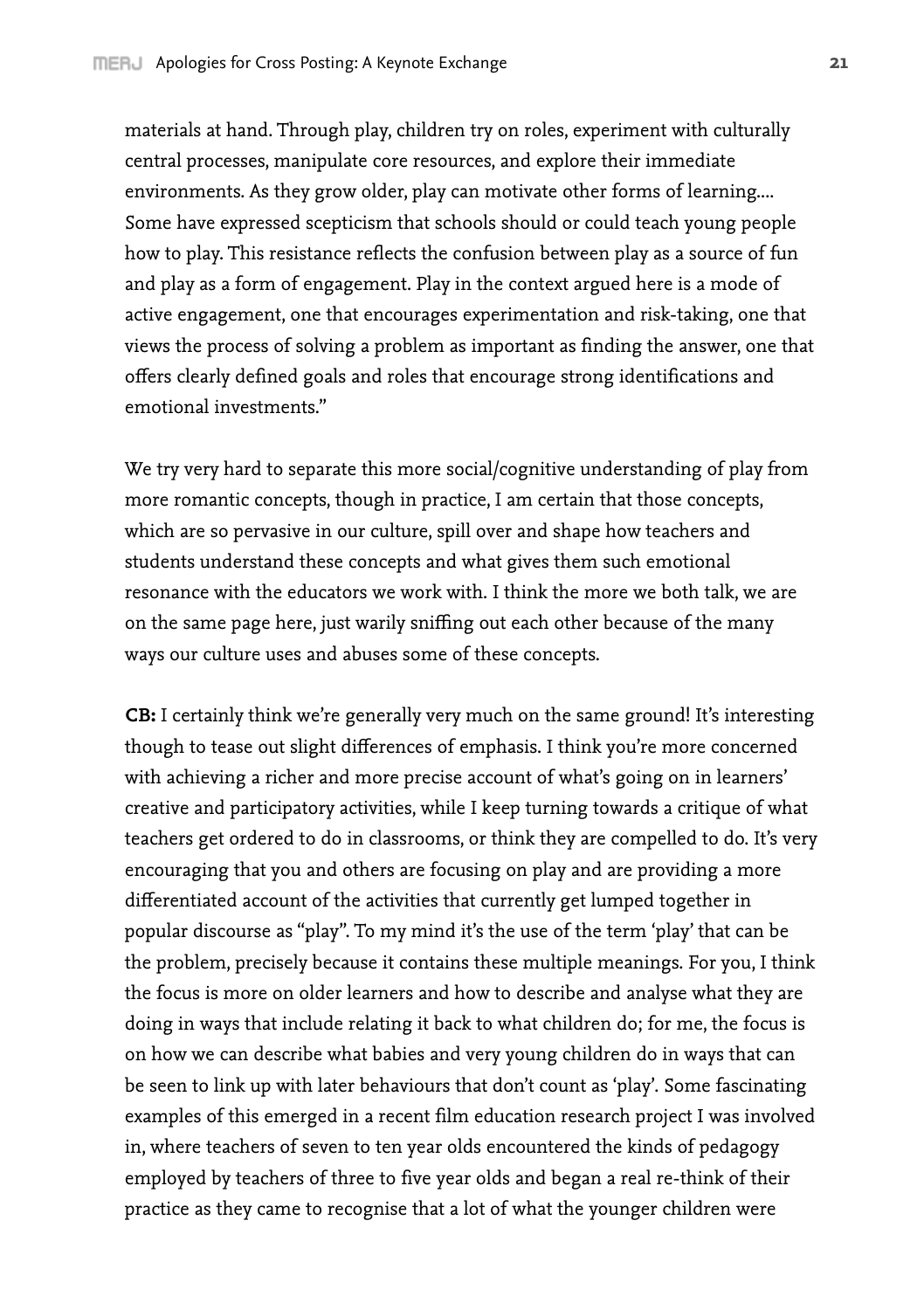materials at hand. Through play, children try on roles, experiment with culturally central processes, manipulate core resources, and explore their immediate environments. As they grow older, play can motivate other forms of learning.... Some have expressed scepticism that schools should or could teach young people how to play. This resistance reflects the confusion between play as a source of fun and play as a form of engagement. Play in the context argued here is a mode of active engagement, one that encourages experimentation and risk-taking, one that views the process of solving a problem as important as finding the answer, one that offers clearly defined goals and roles that encourage strong identifications and emotional investments."

We try very hard to separate this more social/cognitive understanding of play from more romantic concepts, though in practice, I am certain that those concepts, which are so pervasive in our culture, spill over and shape how teachers and students understand these concepts and what gives them such emotional resonance with the educators we work with. I think the more we both talk, we are on the same page here, just warily sniffing out each other because of the many ways our culture uses and abuses some of these concepts.

**CB:** I certainly think we're generally very much on the same ground! It's interesting though to tease out slight differences of emphasis. I think you're more concerned with achieving a richer and more precise account of what's going on in learners' creative and participatory activities, while I keep turning towards a critique of what teachers get ordered to do in classrooms, or think they are compelled to do. It's very encouraging that you and others are focusing on play and are providing a more differentiated account of the activities that currently get lumped together in popular discourse as "play". To my mind it's the use of the term 'play' that can be the problem, precisely because it contains these multiple meanings. For you, I think the focus is more on older learners and how to describe and analyse what they are doing in ways that include relating it back to what children do; for me, the focus is on how we can describe what babies and very young children do in ways that can be seen to link up with later behaviours that don't count as 'play'. Some fascinating examples of this emerged in a recent film education research project I was involved in, where teachers of seven to ten year olds encountered the kinds of pedagogy employed by teachers of three to five year olds and began a real re-think of their practice as they came to recognise that a lot of what the younger children were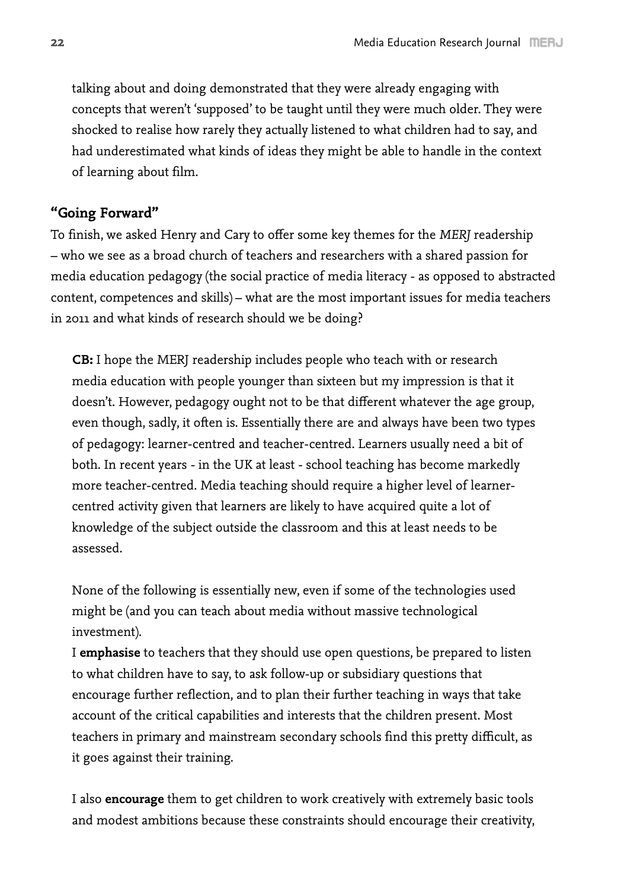talking about and doing demonstrated that they were already engaging with concepts that weren't 'supposed' to be taught until they were much older. They were shocked to realise how rarely they actually listened to what children had to say, and had underestimated what kinds of ideas they might be able to handle in the context of learning about film.

## "Going Forward"

To finish, we asked Henry and Cary to offer some key themes for the *MERJ* readership – who we see as a broad church of teachers and researchers with a shared passion for media education pedagogy (the social practice of media literacy - as opposed to abstracted content, competences and skills) – what are the most important issues for media teachers in 2011 and what kinds of research should we be doing?

**CB:** I hope the MERJ readership includes people who teach with or research media education with people younger than sixteen but my impression is that it doesn't. However, pedagogy ought not to be that different whatever the age group, even though, sadly, it often is. Essentially there are and always have been two types of pedagogy: learner-centred and teacher-centred. Learners usually need a bit of both. In recent years - in the UK at least - school teaching has become markedly more teacher-centred. Media teaching should require a higher level of learner-centred activity given that learners are likely to have acquired quite a lot of knowledge of the subject outside the classroom and this at least needs to be assessed.

None of the following is essentially new, even if some of the technologies used might be (and you can teach about media without massive technological investment).
I **emphasise** to teachers that they should use open questions, be prepared to listen to what children have to say, to ask follow-up or subsidiary questions that encourage further reflection, and to plan their further teaching in ways that take account of the critical capabilities and interests that the children present. Most teachers in primary and mainstream secondary schools find this pretty difficult, as it goes against their training.

I also **encourage** them to get children to work creatively with extremely basic tools and modest ambitions because these constraints should encourage their creativity,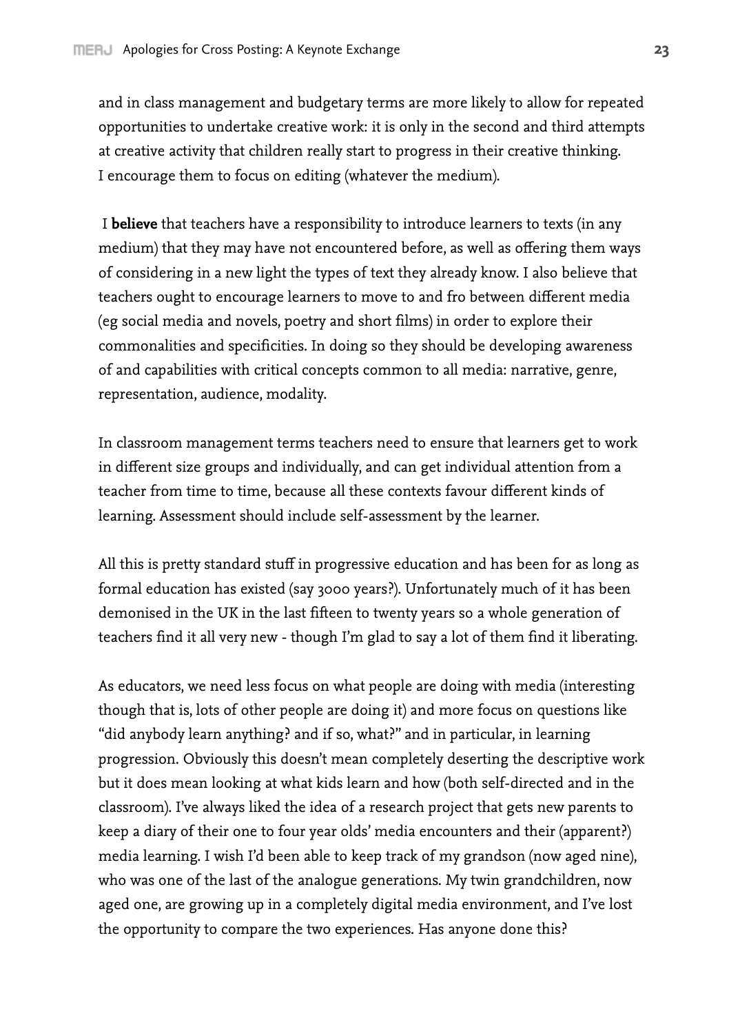and in class management and budgetary terms are more likely to allow for repeated opportunities to undertake creative work: it is only in the second and third attempts at creative activity that children really start to progress in their creative thinking. I encourage them to focus on editing (whatever the medium).

I **believe** that teachers have a responsibility to introduce learners to texts (in any medium) that they may have not encountered before, as well as offering them ways of considering in a new light the types of text they already know. I also believe that teachers ought to encourage learners to move to and fro between different media (eg social media and novels, poetry and short films) in order to explore their commonalities and specificities. In doing so they should be developing awareness of and capabilities with critical concepts common to all media: narrative, genre, representation, audience, modality.

In classroom management terms teachers need to ensure that learners get to work in different size groups and individually, and can get individual attention from a teacher from time to time, because all these contexts favour different kinds of learning. Assessment should include self-assessment by the learner.

All this is pretty standard stuff in progressive education and has been for as long as formal education has existed (say 3000 years?). Unfortunately much of it has been demonised in the UK in the last fifteen to twenty years so a whole generation of teachers find it all very new - though I'm glad to say a lot of them find it liberating.

As educators, we need less focus on what people are doing with media (interesting though that is, lots of other people are doing it) and more focus on questions like "did anybody learn anything? and if so, what?" and in particular, in learning progression. Obviously this doesn't mean completely deserting the descriptive work but it does mean looking at what kids learn and how (both self-directed and in the classroom). I've always liked the idea of a research project that gets new parents to keep a diary of their one to four year olds' media encounters and their (apparent?) media learning. I wish I'd been able to keep track of my grandson (now aged nine), who was one of the last of the analogue generations. My twin grandchildren, now aged one, are growing up in a completely digital media environment, and I've lost the opportunity to compare the two experiences. Has anyone done this?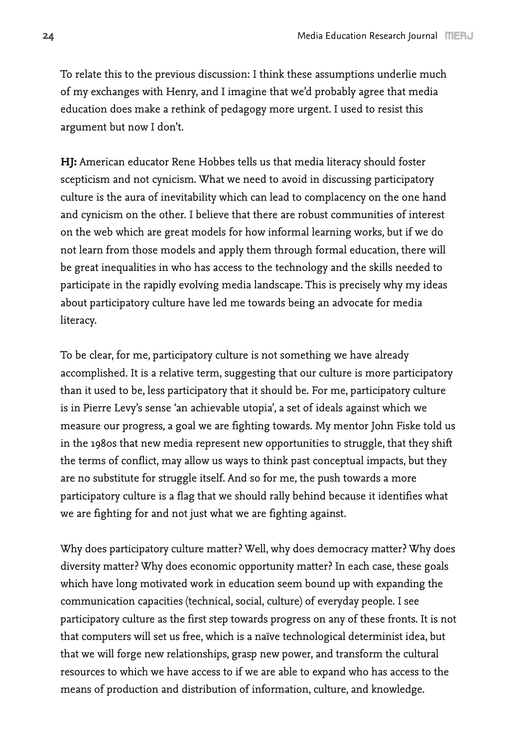To relate this to the previous discussion: I think these assumptions underlie much of my exchanges with Henry, and I imagine that we'd probably agree that media education does make a rethink of pedagogy more urgent. I used to resist this argument but now I don't.

**HJ:** American educator Rene Hobbes tells us that media literacy should foster scepticism and not cynicism. What we need to avoid in discussing participatory culture is the aura of inevitability which can lead to complacency on the one hand and cynicism on the other. I believe that there are robust communities of interest on the web which are great models for how informal learning works, but if we do not learn from those models and apply them through formal education, there will be great inequalities in who has access to the technology and the skills needed to participate in the rapidly evolving media landscape. This is precisely why my ideas about participatory culture have led me towards being an advocate for media literacy.

To be clear, for me, participatory culture is not something we have already accomplished. It is a relative term, suggesting that our culture is more participatory than it used to be, less participatory that it should be. For me, participatory culture is in Pierre Levy's sense 'an achievable utopia', a set of ideals against which we measure our progress, a goal we are fighting towards. My mentor John Fiske told us in the 1980s that new media represent new opportunities to struggle, that they shift the terms of conflict, may allow us ways to think past conceptual impacts, but they are no substitute for struggle itself. And so for me, the push towards a more participatory culture is a flag that we should rally behind because it identifies what we are fighting for and not just what we are fighting against.

Why does participatory culture matter? Well, why does democracy matter? Why does diversity matter? Why does economic opportunity matter? In each case, these goals which have long motivated work in education seem bound up with expanding the communication capacities (technical, social, culture) of everyday people. I see participatory culture as the first step towards progress on any of these fronts. It is not that computers will set us free, which is a naïve technological determinist idea, but that we will forge new relationships, grasp new power, and transform the cultural resources to which we have access to if we are able to expand who has access to the means of production and distribution of information, culture, and knowledge.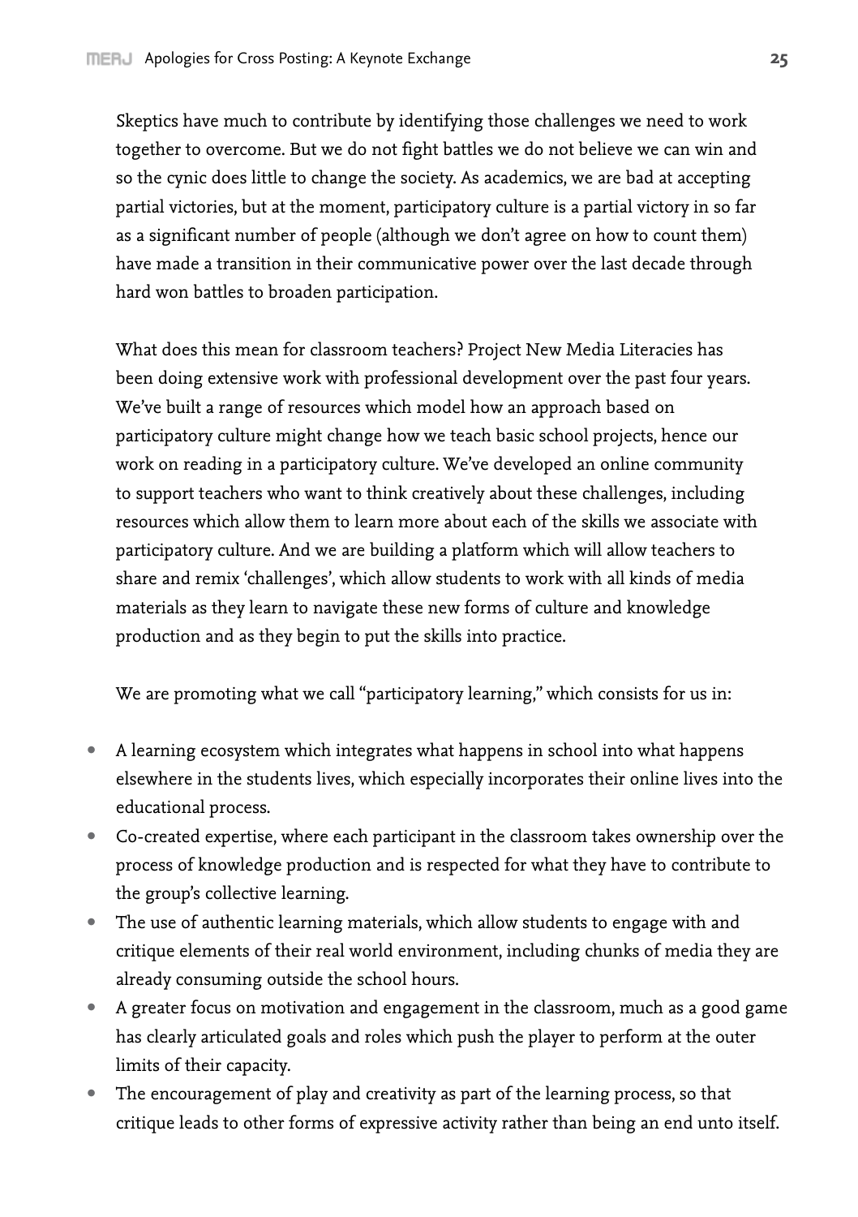Skeptics have much to contribute by identifying those challenges we need to work together to overcome. But we do not fight battles we do not believe we can win and so the cynic does little to change the society. As academics, we are bad at accepting partial victories, but at the moment, participatory culture is a partial victory in so far as a significant number of people (although we don't agree on how to count them) have made a transition in their communicative power over the last decade through hard won battles to broaden participation.

What does this mean for classroom teachers? Project New Media Literacies has been doing extensive work with professional development over the past four years. We've built a range of resources which model how an approach based on participatory culture might change how we teach basic school projects, hence our work on reading in a participatory culture. We've developed an online community to support teachers who want to think creatively about these challenges, including resources which allow them to learn more about each of the skills we associate with participatory culture. And we are building a platform which will allow teachers to share and remix 'challenges', which allow students to work with all kinds of media materials as they learn to navigate these new forms of culture and knowledge production and as they begin to put the skills into practice.

We are promoting what we call "participatory learning," which consists for us in:

- A learning ecosystem which integrates what happens in school into what happens elsewhere in the students lives, which especially incorporates their online lives into the educational process.
- Co-created expertise, where each participant in the classroom takes ownership over the process of knowledge production and is respected for what they have to contribute to the group's collective learning.
- The use of authentic learning materials, which allow students to engage with and critique elements of their real world environment, including chunks of media they are already consuming outside the school hours.
- A greater focus on motivation and engagement in the classroom, much as a good game has clearly articulated goals and roles which push the player to perform at the outer limits of their capacity.
- The encouragement of play and creativity as part of the learning process, so that critique leads to other forms of expressive activity rather than being an end unto itself.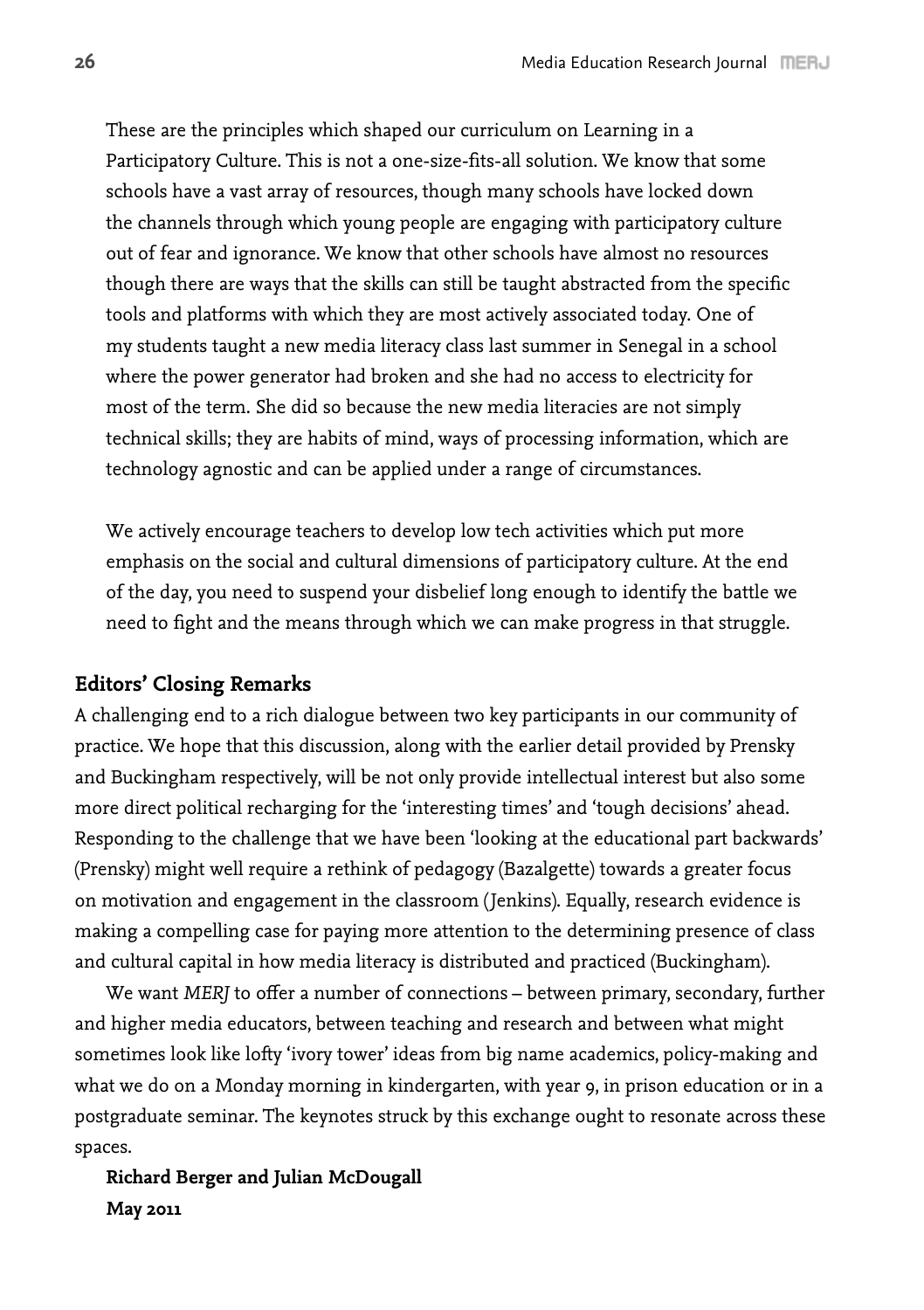These are the principles which shaped our curriculum on Learning in a Participatory Culture. This is not a one-size-fits-all solution. We know that some schools have a vast array of resources, though many schools have locked down the channels through which young people are engaging with participatory culture out of fear and ignorance. We know that other schools have almost no resources though there are ways that the skills can still be taught abstracted from the specific tools and platforms with which they are most actively associated today. One of my students taught a new media literacy class last summer in Senegal in a school where the power generator had broken and she had no access to electricity for most of the term. She did so because the new media literacies are not simply technical skills; they are habits of mind, ways of processing information, which are technology agnostic and can be applied under a range of circumstances.

We actively encourage teachers to develop low tech activities which put more emphasis on the social and cultural dimensions of participatory culture. At the end of the day, you need to suspend your disbelief long enough to identify the battle we need to fight and the means through which we can make progress in that struggle.

## Editors' Closing Remarks

A challenging end to a rich dialogue between two key participants in our community of practice. We hope that this discussion, along with the earlier detail provided by Prensky and Buckingham respectively, will be not only provide intellectual interest but also some more direct political recharging for the 'interesting times' and 'tough decisions' ahead. Responding to the challenge that we have been 'looking at the educational part backwards' (Prensky) might well require a rethink of pedagogy (Bazalgette) towards a greater focus on motivation and engagement in the classroom (Jenkins). Equally, research evidence is making a compelling case for paying more attention to the determining presence of class and cultural capital in how media literacy is distributed and practiced (Buckingham).

We want *MERJ* to offer a number of connections – between primary, secondary, further and higher media educators, between teaching and research and between what might sometimes look like lofty 'ivory tower' ideas from big name academics, policy-making and what we do on a Monday morning in kindergarten, with year 9, in prison education or in a postgraduate seminar. The keynotes struck by this exchange ought to resonate across these spaces.

**Richard Berger and Julian McDougall**
**May 2011**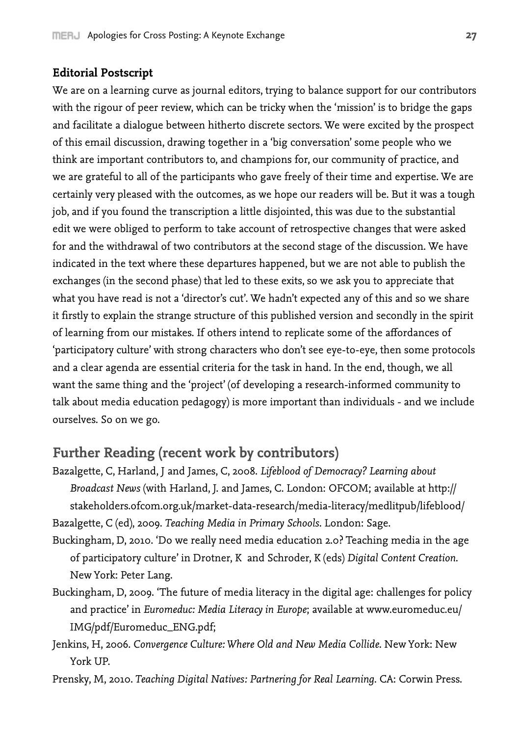**Editorial Postscript**

We are on a learning curve as journal editors, trying to balance support for our contributors with the rigour of peer review, which can be tricky when the 'mission' is to bridge the gaps and facilitate a dialogue between hitherto discrete sectors. We were excited by the prospect of this email discussion, drawing together in a 'big conversation' some people who we think are important contributors to, and champions for, our community of practice, and we are grateful to all of the participants who gave freely of their time and expertise. We are certainly very pleased with the outcomes, as we hope our readers will be. But it was a tough job, and if you found the transcription a little disjointed, this was due to the substantial edit we were obliged to perform to take account of retrospective changes that were asked for and the withdrawal of two contributors at the second stage of the discussion. We have indicated in the text where these departures happened, but we are not able to publish the exchanges (in the second phase) that led to these exits, so we ask you to appreciate that what you have read is not a 'director's cut'. We hadn't expected any of this and so we share it firstly to explain the strange structure of this published version and secondly in the spirit of learning from our mistakes. If others intend to replicate some of the affordances of 'participatory culture' with strong characters who don't see eye-to-eye, then some protocols and a clear agenda are essential criteria for the task in hand. In the end, though, we all want the same thing and the 'project' (of developing a research-informed community to talk about media education pedagogy) is more important than individuals - and we include ourselves. So on we go.

## Further Reading (recent work by contributors)

Bazalgette, C, Harland, J and James, C, 2008. *Lifeblood of Democracy? Learning about Broadcast News* (with Harland, J. and James, C. London: OFCOM; available at http://stakeholders.ofcom.org.uk/market-data-research/media-literacy/medlitpub/lifeblood/

Bazalgette, C (ed), 2009. *Teaching Media in Primary Schools*. London: Sage.

Buckingham, D, 2010. 'Do we really need media education 2.0? Teaching media in the age of participatory culture' in Drotner, K and Schroder, K (eds) *Digital Content Creation*. New York: Peter Lang.

Buckingham, D, 2009. 'The future of media literacy in the digital age: challenges for policy and practice' in *Euromeduc: Media Literacy in Europe*; available at www.euromeduc.eu/IMG/pdf/Euromeduc_ENG.pdf;

Jenkins, H, 2006. *Convergence Culture: Where Old and New Media Collide*. New York: New York UP.

Prensky, M, 2010. *Teaching Digital Natives: Partnering for Real Learning*. CA: Corwin Press.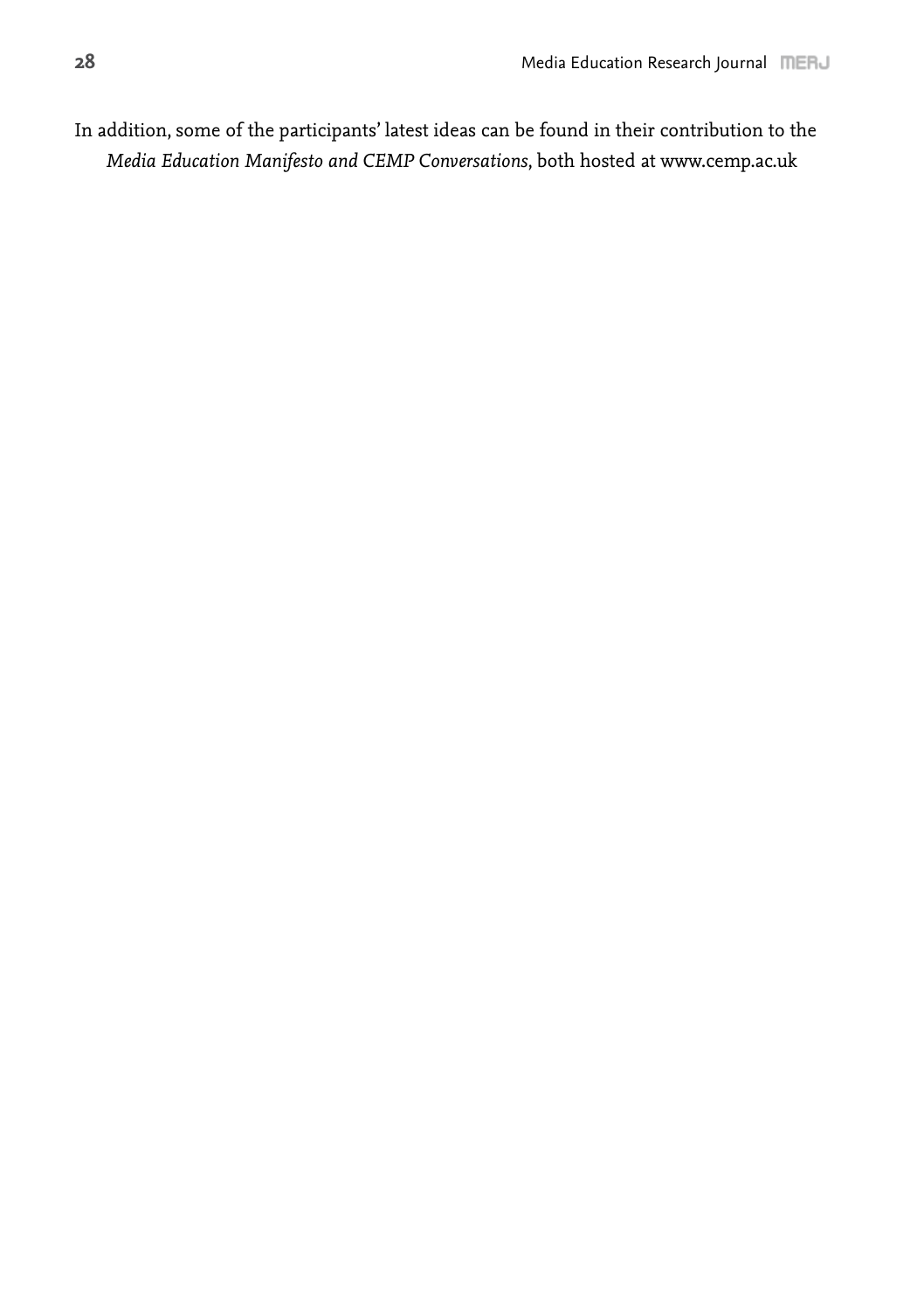In addition, some of the participants' latest ideas can be found in their contribution to the *Media Education Manifesto and CEMP Conversations*, both hosted at www.cemp.ac.uk